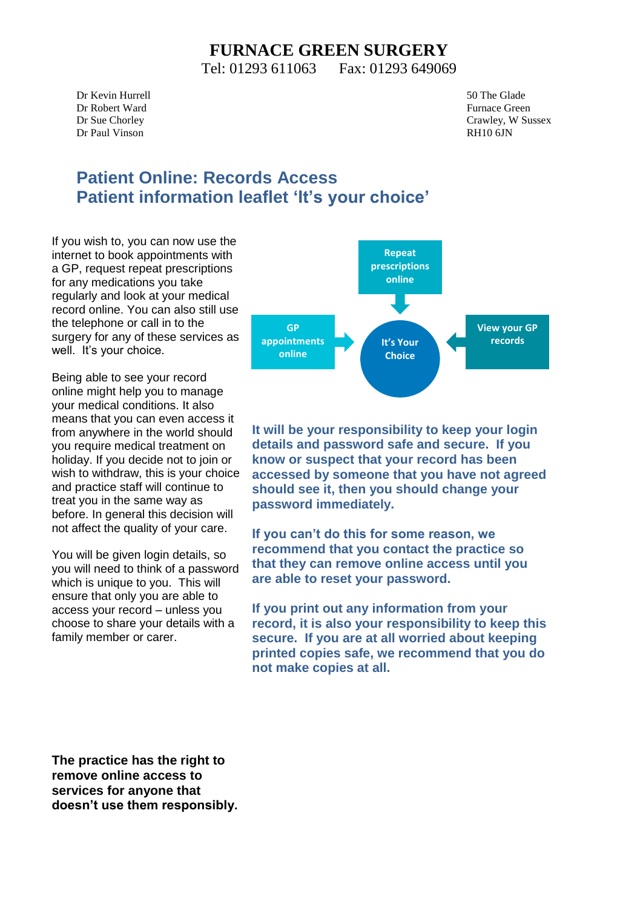# FURNACE GREEN SURGERY

Tel: 01293 611063 Fax: 01293 649069

Dr Kevin Hurrell
Dr Robert Ward
Dr Sue Chorley
Dr Paul Vinson

50 The Glade
Furnace Green
Crawley, W Sussex
RH10 6JN

## Patient Online: Records Access
## Patient information leaflet 'It's your choice'

If you wish to, you can now use the internet to book appointments with a GP, request repeat prescriptions for any medications you take regularly and look at your medical record online. You can also still use the telephone or call in to the surgery for any of these services as well. It's your choice.

Being able to see your record online might help you to manage your medical conditions. It also means that you can even access it from anywhere in the world should you require medical treatment on holiday. If you decide not to join or wish to withdraw, this is your choice and practice staff will continue to treat you in the same way as before. In general this decision will not affect the quality of your care.

You will be given login details, so you will need to think of a password which is unique to you. This will ensure that only you are able to access your record – unless you choose to share your details with a family member or carer.

Repeat prescriptions online

GP appointments online

It's Your Choice

View your GP records

**It will be your responsibility to keep your login details and password safe and secure. If you know or suspect that your record has been accessed by someone that you have not agreed should see it, then you should change your password immediately.**

**If you can't do this for some reason, we recommend that you contact the practice so that they can remove online access until you are able to reset your password.**

**If you print out any information from your record, it is also your responsibility to keep this secure. If you are at all worried about keeping printed copies safe, we recommend that you do not make copies at all.**

**The practice has the right to remove online access to services for anyone that doesn't use them responsibly.**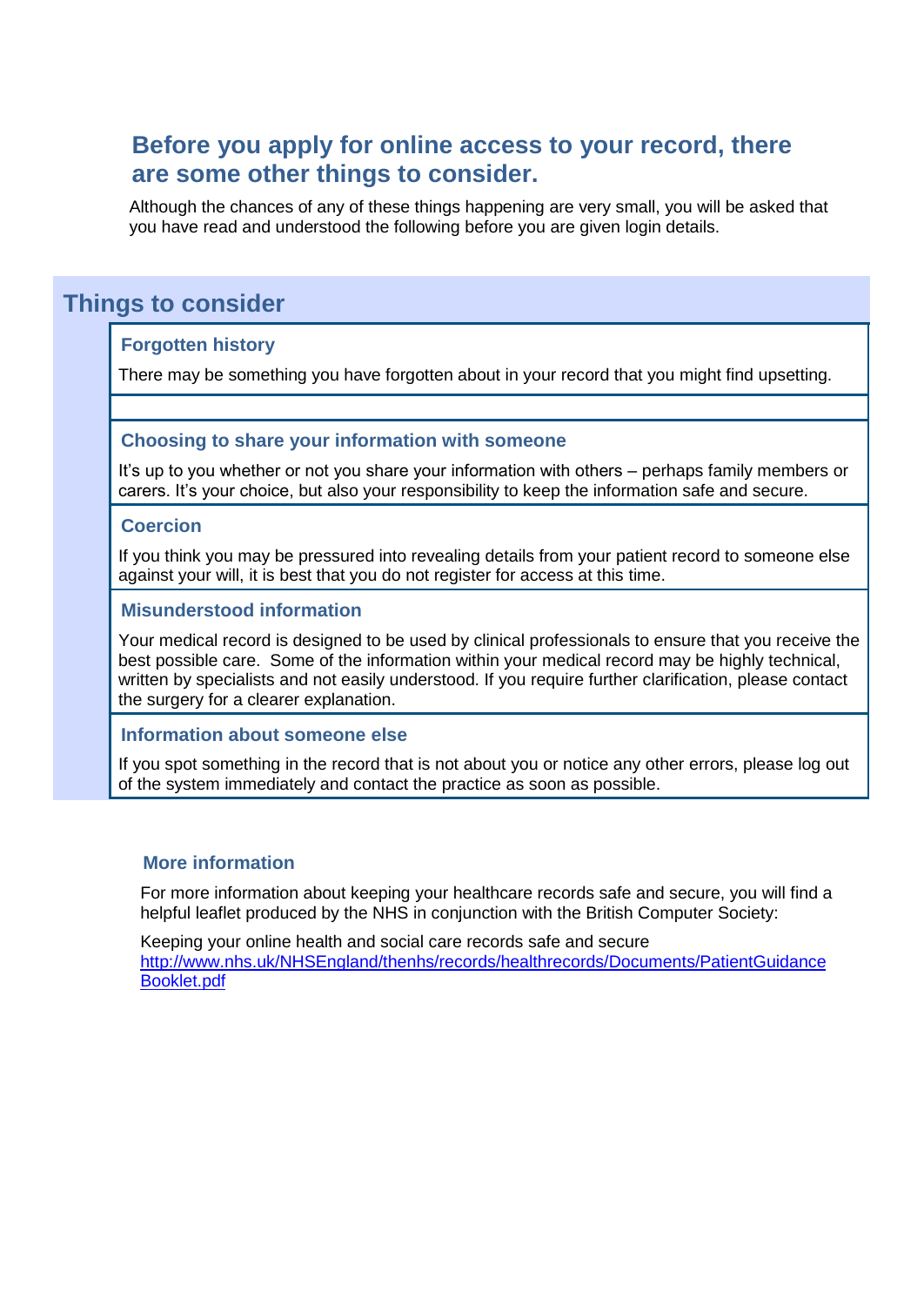## Before you apply for online access to your record, there are some other things to consider.

Although the chances of any of these things happening are very small, you will be asked that you have read and understood the following before you are given login details.

## Things to consider

### Forgotten history

There may be something you have forgotten about in your record that you might find upsetting.

### Choosing to share your information with someone

It's up to you whether or not you share your information with others – perhaps family members or carers. It's your choice, but also your responsibility to keep the information safe and secure.

### Coercion

If you think you may be pressured into revealing details from your patient record to someone else against your will, it is best that you do not register for access at this time.

### Misunderstood information

Your medical record is designed to be used by clinical professionals to ensure that you receive the best possible care. Some of the information within your medical record may be highly technical, written by specialists and not easily understood. If you require further clarification, please contact the surgery for a clearer explanation.

### Information about someone else

If you spot something in the record that is not about you or notice any other errors, please log out of the system immediately and contact the practice as soon as possible.

### More information

For more information about keeping your healthcare records safe and secure, you will find a helpful leaflet produced by the NHS in conjunction with the British Computer Society:

Keeping your online health and social care records safe and secure
http://www.nhs.uk/NHSEngland/thenhs/records/healthrecords/Documents/PatientGuidanceBooklet.pdf